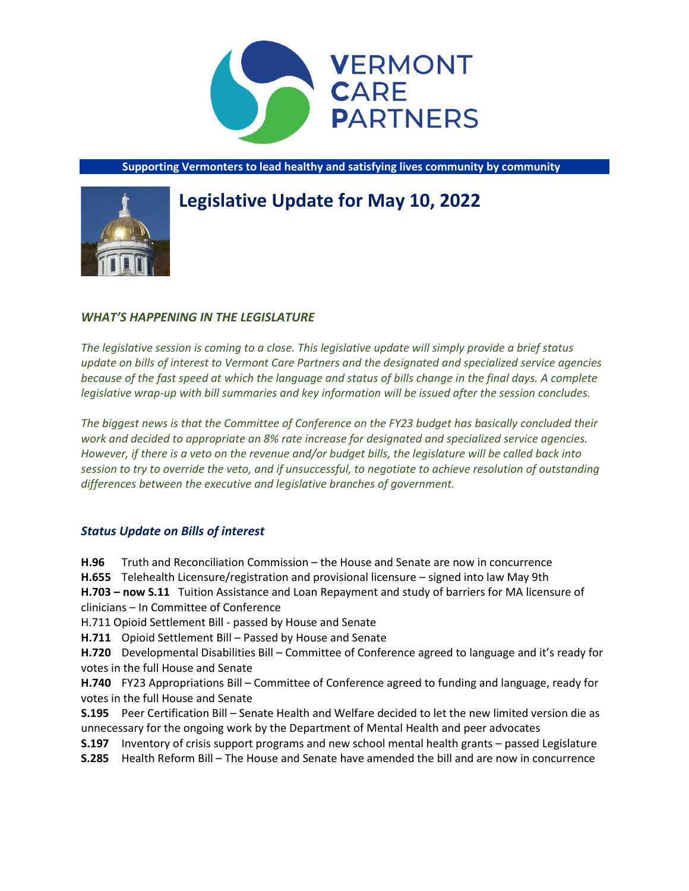VERMONT CARE PARTNERS

**Supporting Vermonters to lead healthy and satisfying lives community by community**

# Legislative Update for May 10, 2022

## *WHAT'S HAPPENING IN THE LEGISLATURE*

*The legislative session is coming to a close. This legislative update will simply provide a brief status update on bills of interest to Vermont Care Partners and the designated and specialized service agencies because of the fast speed at which the language and status of bills change in the final days. A complete legislative wrap-up with bill summaries and key information will be issued after the session concludes.*

*The biggest news is that the Committee of Conference on the FY23 budget has basically concluded their work and decided to appropriate an 8% rate increase for designated and specialized service agencies. However, if there is a veto on the revenue and/or budget bills, the legislature will be called back into session to try to override the veto, and if unsuccessful, to negotiate to achieve resolution of outstanding differences between the executive and legislative branches of government.*

## *Status Update on Bills of interest*

**H.96** Truth and Reconciliation Commission – the House and Senate are now in concurrence
**H.655** Telehealth Licensure/registration and provisional licensure – signed into law May 9th
**H.703 – now S.11** Tuition Assistance and Loan Repayment and study of barriers for MA licensure of clinicians – In Committee of Conference
H.711 Opioid Settlement Bill - passed by House and Senate
**H.711** Opioid Settlement Bill – Passed by House and Senate
**H.720** Developmental Disabilities Bill – Committee of Conference agreed to language and it's ready for votes in the full House and Senate
**H.740** FY23 Appropriations Bill – Committee of Conference agreed to funding and language, ready for votes in the full House and Senate
**S.195** Peer Certification Bill – Senate Health and Welfare decided to let the new limited version die as unnecessary for the ongoing work by the Department of Mental Health and peer advocates
**S.197** Inventory of crisis support programs and new school mental health grants – passed Legislature
**S.285** Health Reform Bill – The House and Senate have amended the bill and are now in concurrence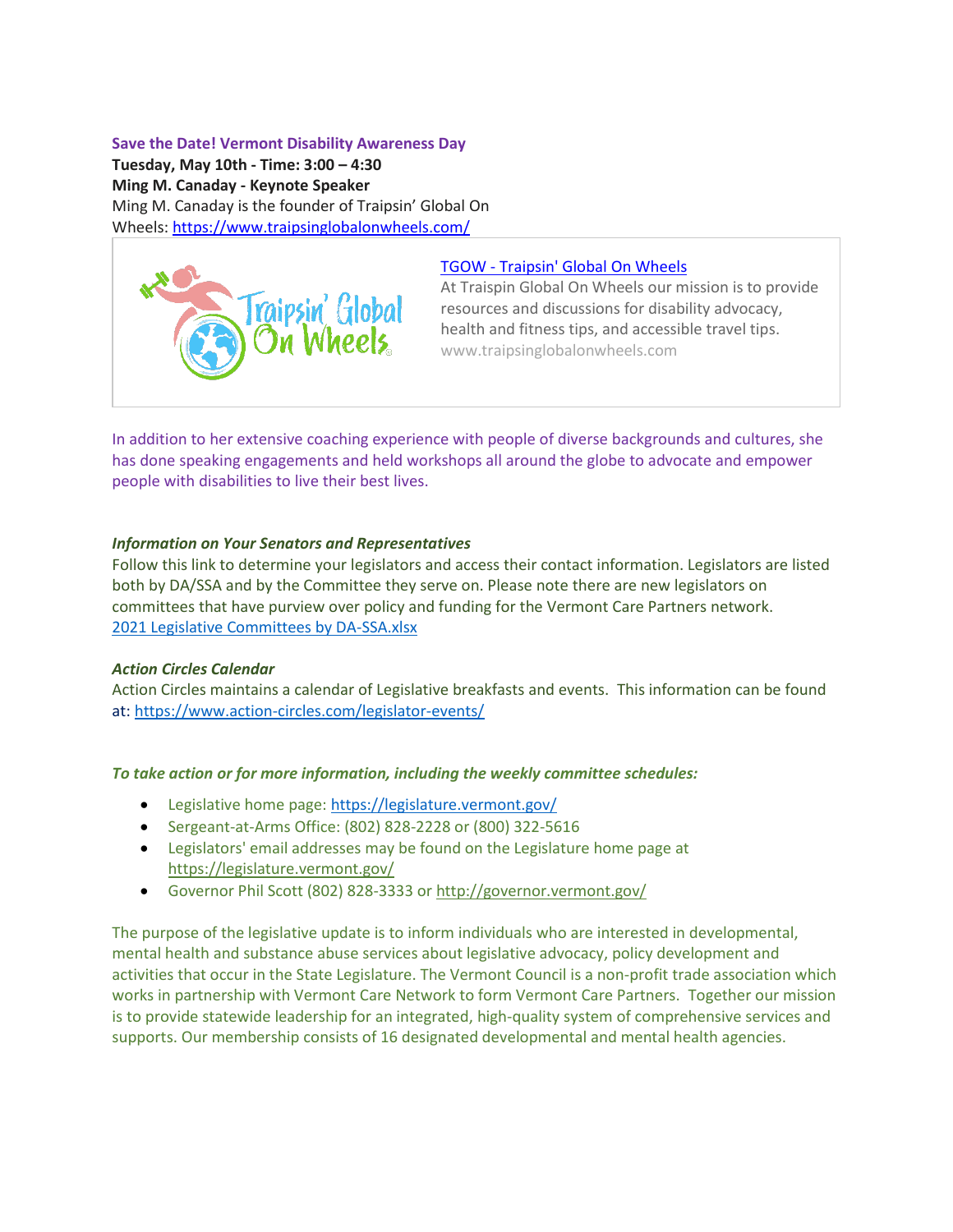**Save the Date! Vermont Disability Awareness Day**
**Tuesday, May 10th - Time: 3:00 – 4:30**
**Ming M. Canaday - Keynote Speaker**
Ming M. Canaday is the founder of Traipsin' Global On Wheels: https://www.traipsinglobalonwheels.com/

[TGOW - Traipsin' Global On Wheels](https://www.traipsinglobalonwheels.com/)
At Traispin Global On Wheels our mission is to provide resources and discussions for disability advocacy, health and fitness tips, and accessible travel tips.
www.traipsinglobalonwheels.com

In addition to her extensive coaching experience with people of diverse backgrounds and cultures, she has done speaking engagements and held workshops all around the globe to advocate and empower people with disabilities to live their best lives.

***Information on Your Senators and Representatives***
Follow this link to determine your legislators and access their contact information. Legislators are listed both by DA/SSA and by the Committee they serve on. Please note there are new legislators on committees that have purview over policy and funding for the Vermont Care Partners network.
2021 Legislative Committees by DA-SSA.xlsx

***Action Circles Calendar***
Action Circles maintains a calendar of Legislative breakfasts and events. This information can be found at: https://www.action-circles.com/legislator-events/

***To take action or for more information, including the weekly committee schedules:***

- Legislative home page: https://legislature.vermont.gov/
- Sergeant-at-Arms Office: (802) 828-2228 or (800) 322-5616
- Legislators' email addresses may be found on the Legislature home page at https://legislature.vermont.gov/
- Governor Phil Scott (802) 828-3333 or http://governor.vermont.gov/

The purpose of the legislative update is to inform individuals who are interested in developmental, mental health and substance abuse services about legislative advocacy, policy development and activities that occur in the State Legislature. The Vermont Council is a non-profit trade association which works in partnership with Vermont Care Network to form Vermont Care Partners. Together our mission is to provide statewide leadership for an integrated, high-quality system of comprehensive services and supports. Our membership consists of 16 designated developmental and mental health agencies.